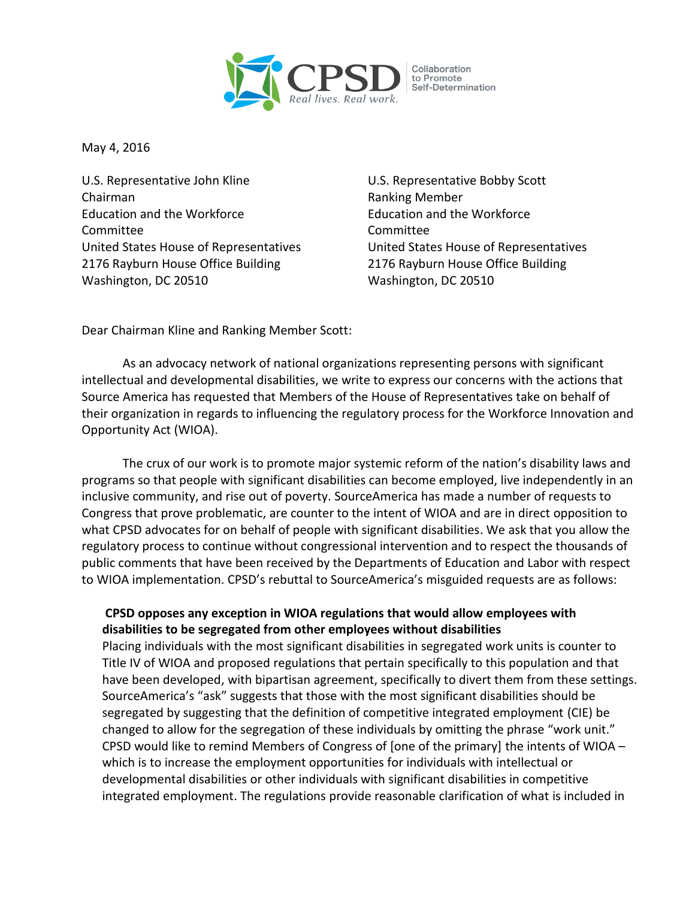CPSD Collaboration to Promote Self-Determination
*Real lives. Real work.*

May 4, 2016

U.S. Representative John Kline
Chairman
Education and the Workforce Committee
United States House of Representatives
2176 Rayburn House Office Building
Washington, DC 20510

U.S. Representative Bobby Scott
Ranking Member
Education and the Workforce Committee
United States House of Representatives
2176 Rayburn House Office Building
Washington, DC 20510

Dear Chairman Kline and Ranking Member Scott:

As an advocacy network of national organizations representing persons with significant intellectual and developmental disabilities, we write to express our concerns with the actions that Source America has requested that Members of the House of Representatives take on behalf of their organization in regards to influencing the regulatory process for the Workforce Innovation and Opportunity Act (WIOA).

The crux of our work is to promote major systemic reform of the nation's disability laws and programs so that people with significant disabilities can become employed, live independently in an inclusive community, and rise out of poverty. SourceAmerica has made a number of requests to Congress that prove problematic, are counter to the intent of WIOA and are in direct opposition to what CPSD advocates for on behalf of people with significant disabilities. We ask that you allow the regulatory process to continue without congressional intervention and to respect the thousands of public comments that have been received by the Departments of Education and Labor with respect to WIOA implementation. CPSD's rebuttal to SourceAmerica's misguided requests are as follows:

**CPSD opposes any exception in WIOA regulations that would allow employees with disabilities to be segregated from other employees without disabilities**

Placing individuals with the most significant disabilities in segregated work units is counter to Title IV of WIOA and proposed regulations that pertain specifically to this population and that have been developed, with bipartisan agreement, specifically to divert them from these settings. SourceAmerica's "ask" suggests that those with the most significant disabilities should be segregated by suggesting that the definition of competitive integrated employment (CIE) be changed to allow for the segregation of these individuals by omitting the phrase "work unit." CPSD would like to remind Members of Congress of [one of the primary] the intents of WIOA – which is to increase the employment opportunities for individuals with intellectual or developmental disabilities or other individuals with significant disabilities in competitive integrated employment. The regulations provide reasonable clarification of what is included in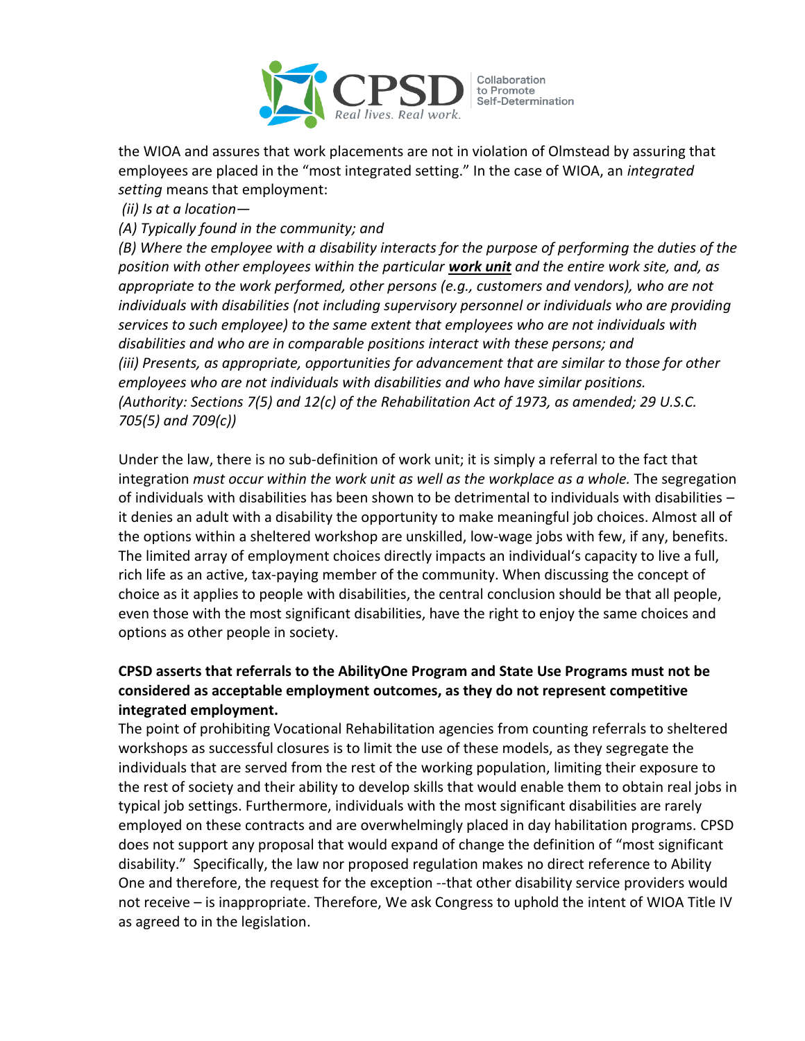the WIOA and assures that work placements are not in violation of Olmstead by assuring that employees are placed in the "most integrated setting." In the case of WIOA, an *integrated setting* means that employment:

*(ii) Is at a location—*

*(A) Typically found in the community; and*

*(B) Where the employee with a disability interacts for the purpose of performing the duties of the position with other employees within the particular **work unit** and the entire work site, and, as appropriate to the work performed, other persons (e.g., customers and vendors), who are not individuals with disabilities (not including supervisory personnel or individuals who are providing services to such employee) to the same extent that employees who are not individuals with disabilities and who are in comparable positions interact with these persons; and*

*(iii) Presents, as appropriate, opportunities for advancement that are similar to those for other employees who are not individuals with disabilities and who have similar positions.*

*(Authority: Sections 7(5) and 12(c) of the Rehabilitation Act of 1973, as amended; 29 U.S.C. 705(5) and 709(c))*

Under the law, there is no sub-definition of work unit; it is simply a referral to the fact that integration *must occur within the work unit as well as the workplace as a whole.* The segregation of individuals with disabilities has been shown to be detrimental to individuals with disabilities – it denies an adult with a disability the opportunity to make meaningful job choices. Almost all of the options within a sheltered workshop are unskilled, low-wage jobs with few, if any, benefits. The limited array of employment choices directly impacts an individual's capacity to live a full, rich life as an active, tax-paying member of the community. When discussing the concept of choice as it applies to people with disabilities, the central conclusion should be that all people, even those with the most significant disabilities, have the right to enjoy the same choices and options as other people in society.

**CPSD asserts that referrals to the AbilityOne Program and State Use Programs must not be considered as acceptable employment outcomes, as they do not represent competitive integrated employment.**

The point of prohibiting Vocational Rehabilitation agencies from counting referrals to sheltered workshops as successful closures is to limit the use of these models, as they segregate the individuals that are served from the rest of the working population, limiting their exposure to the rest of society and their ability to develop skills that would enable them to obtain real jobs in typical job settings. Furthermore, individuals with the most significant disabilities are rarely employed on these contracts and are overwhelmingly placed in day habilitation programs. CPSD does not support any proposal that would expand of change the definition of "most significant disability." Specifically, the law nor proposed regulation makes no direct reference to Ability One and therefore, the request for the exception --that other disability service providers would not receive – is inappropriate. Therefore, We ask Congress to uphold the intent of WIOA Title IV as agreed to in the legislation.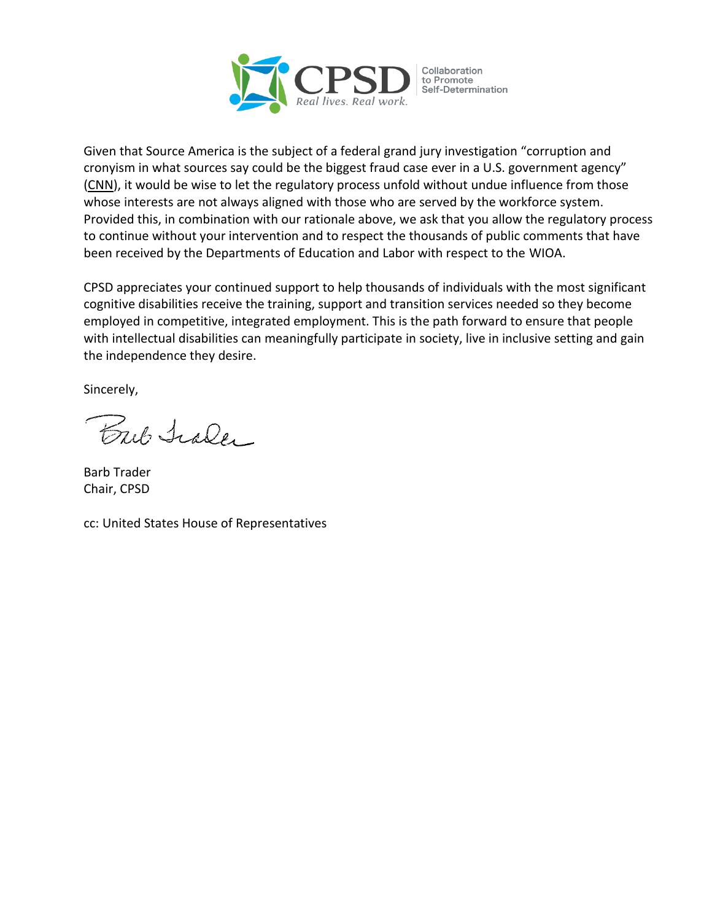Given that Source America is the subject of a federal grand jury investigation "corruption and cronyism in what sources say could be the biggest fraud case ever in a U.S. government agency" (CNN), it would be wise to let the regulatory process unfold without undue influence from those whose interests are not always aligned with those who are served by the workforce system. Provided this, in combination with our rationale above, we ask that you allow the regulatory process to continue without your intervention and to respect the thousands of public comments that have been received by the Departments of Education and Labor with respect to the WIOA.

CPSD appreciates your continued support to help thousands of individuals with the most significant cognitive disabilities receive the training, support and transition services needed so they become employed in competitive, integrated employment. This is the path forward to ensure that people with intellectual disabilities can meaningfully participate in society, live in inclusive setting and gain the independence they desire.

Sincerely,

Barb Trader
Chair, CPSD

cc: United States House of Representatives